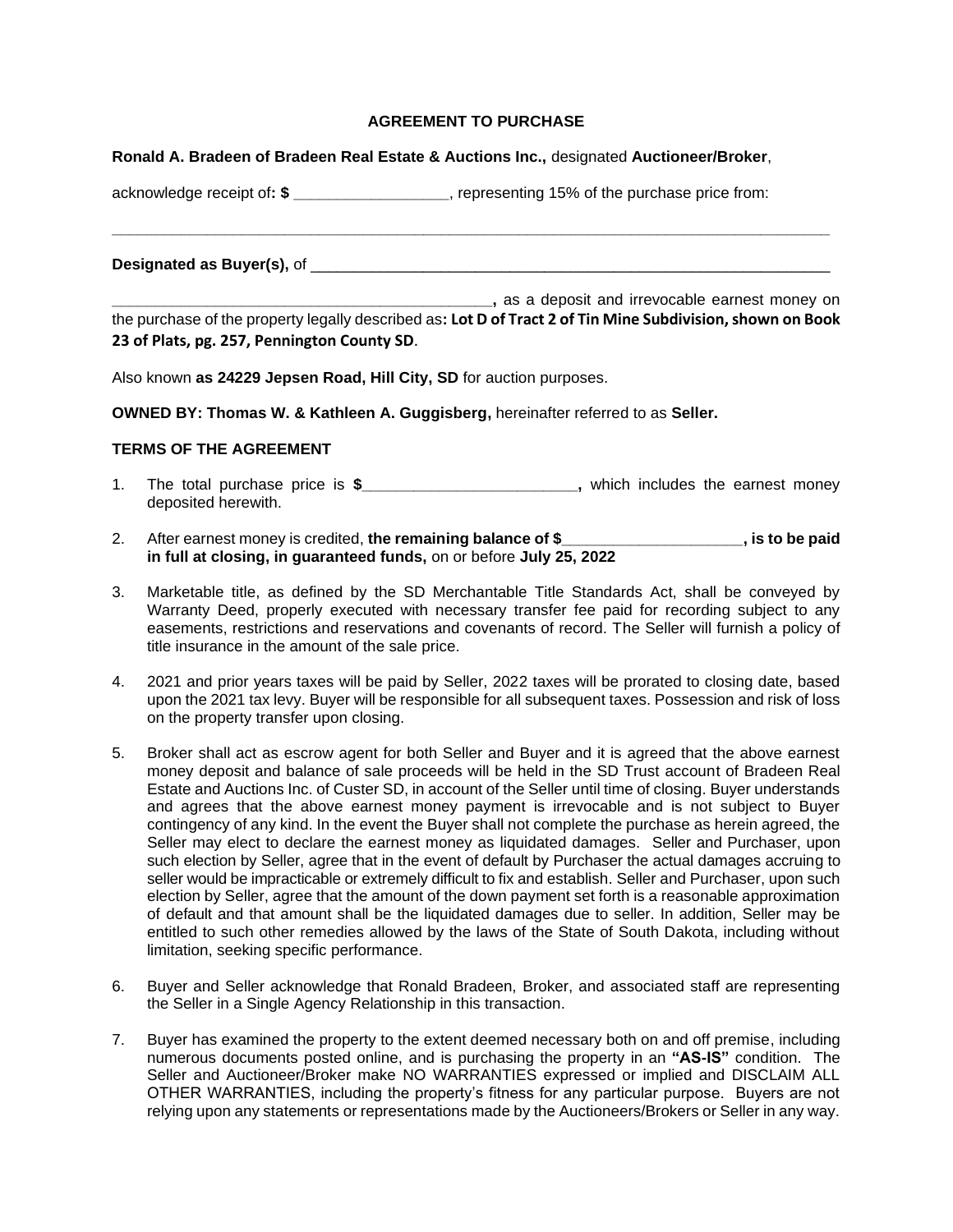# AGREEMENT TO PURCHASE

**Ronald A. Bradeen of Bradeen Real Estate & Auctions Inc.,** designated **Auctioneer/Broker**,

acknowledge receipt of**: $** __________________, representing 15% of the purchase price from:

_________________________________________________________________________________

**Designated as Buyer(s),** of _______________________________________________________________

_____________________________________________**,** as a deposit and irrevocable earnest money on the purchase of the property legally described as**: Lot D of Tract 2 of Tin Mine Subdivision, shown on Book 23 of Plats, pg. 257, Pennington County SD**.

Also known **as 24229 Jepsen Road, Hill City, SD** for auction purposes.

**OWNED BY: Thomas W. & Kathleen A. Guggisberg,** hereinafter referred to as **Seller.**

**TERMS OF THE AGREEMENT**

1. The total purchase price is **$_________________________,** which includes the earnest money deposited herewith.
2. After earnest money is credited, **the remaining balance of $_____________________, is to be paid in full at closing, in guaranteed funds,** on or before **July 25, 2022**
3. Marketable title, as defined by the SD Merchantable Title Standards Act, shall be conveyed by Warranty Deed, properly executed with necessary transfer fee paid for recording subject to any easements, restrictions and reservations and covenants of record. The Seller will furnish a policy of title insurance in the amount of the sale price.
4. 2021 and prior years taxes will be paid by Seller, 2022 taxes will be prorated to closing date, based upon the 2021 tax levy. Buyer will be responsible for all subsequent taxes. Possession and risk of loss on the property transfer upon closing.
5. Broker shall act as escrow agent for both Seller and Buyer and it is agreed that the above earnest money deposit and balance of sale proceeds will be held in the SD Trust account of Bradeen Real Estate and Auctions Inc. of Custer SD, in account of the Seller until time of closing. Buyer understands and agrees that the above earnest money payment is irrevocable and is not subject to Buyer contingency of any kind. In the event the Buyer shall not complete the purchase as herein agreed, the Seller may elect to declare the earnest money as liquidated damages. Seller and Purchaser, upon such election by Seller, agree that in the event of default by Purchaser the actual damages accruing to seller would be impracticable or extremely difficult to fix and establish. Seller and Purchaser, upon such election by Seller, agree that the amount of the down payment set forth is a reasonable approximation of default and that amount shall be the liquidated damages due to seller. In addition, Seller may be entitled to such other remedies allowed by the laws of the State of South Dakota, including without limitation, seeking specific performance.
6. Buyer and Seller acknowledge that Ronald Bradeen, Broker, and associated staff are representing the Seller in a Single Agency Relationship in this transaction.
7. Buyer has examined the property to the extent deemed necessary both on and off premise, including numerous documents posted online, and is purchasing the property in an **"AS-IS"** condition. The Seller and Auctioneer/Broker make NO WARRANTIES expressed or implied and DISCLAIM ALL OTHER WARRANTIES, including the property's fitness for any particular purpose. Buyers are not relying upon any statements or representations made by the Auctioneers/Brokers or Seller in any way.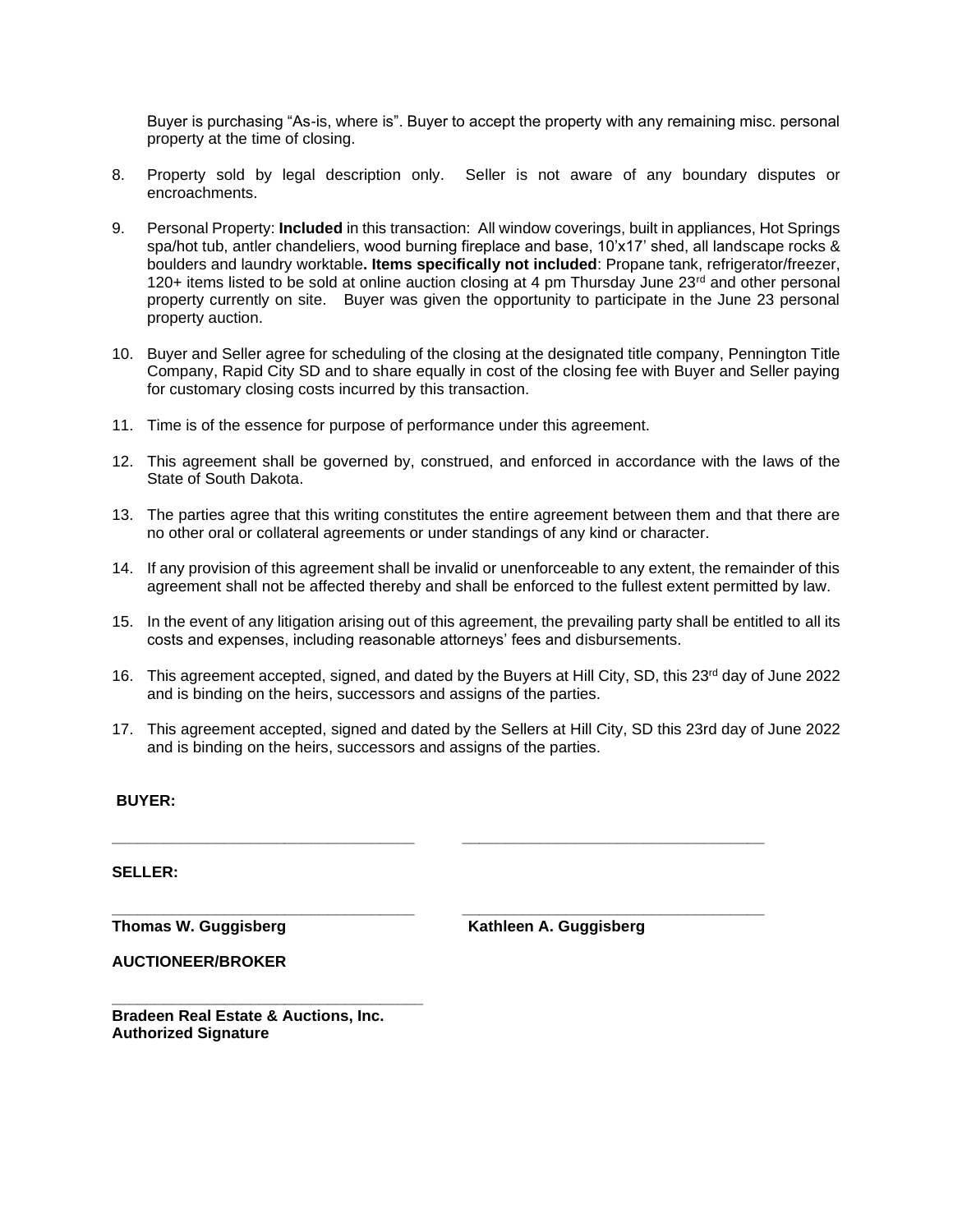Buyer is purchasing "As-is, where is". Buyer to accept the property with any remaining misc. personal property at the time of closing.

8. Property sold by legal description only. Seller is not aware of any boundary disputes or encroachments.

9. Personal Property: **Included** in this transaction: All window coverings, built in appliances, Hot Springs spa/hot tub, antler chandeliers, wood burning fireplace and base, 10'x17' shed, all landscape rocks & boulders and laundry worktable**. Items specifically not included**: Propane tank, refrigerator/freezer, 120+ items listed to be sold at online auction closing at 4 pm Thursday June 23rd and other personal property currently on site. Buyer was given the opportunity to participate in the June 23 personal property auction.

10. Buyer and Seller agree for scheduling of the closing at the designated title company, Pennington Title Company, Rapid City SD and to share equally in cost of the closing fee with Buyer and Seller paying for customary closing costs incurred by this transaction.

11. Time is of the essence for purpose of performance under this agreement.

12. This agreement shall be governed by, construed, and enforced in accordance with the laws of the State of South Dakota.

13. The parties agree that this writing constitutes the entire agreement between them and that there are no other oral or collateral agreements or under standings of any kind or character.

14. If any provision of this agreement shall be invalid or unenforceable to any extent, the remainder of this agreement shall not be affected thereby and shall be enforced to the fullest extent permitted by law.

15. In the event of any litigation arising out of this agreement, the prevailing party shall be entitled to all its costs and expenses, including reasonable attorneys' fees and disbursements.

16. This agreement accepted, signed, and dated by the Buyers at Hill City, SD, this 23rd day of June 2022 and is binding on the heirs, successors and assigns of the parties.

17. This agreement accepted, signed and dated by the Sellers at Hill City, SD this 23rd day of June 2022 and is binding on the heirs, successors and assigns of the parties.

**BUYER:**

\_\_\_\_\_\_\_\_\_\_\_\_\_\_\_\_\_\_\_\_\_\_\_\_\_\_\_\_\_\_\_\_\_\_\_ \_\_\_\_\_\_\_\_\_\_\_\_\_\_\_\_\_\_\_\_\_\_\_\_\_\_\_\_\_\_\_\_\_\_\_

**SELLER:**

\_\_\_\_\_\_\_\_\_\_\_\_\_\_\_\_\_\_\_\_\_\_\_\_\_\_\_\_\_\_\_\_\_\_\_ \_\_\_\_\_\_\_\_\_\_\_\_\_\_\_\_\_\_\_\_\_\_\_\_\_\_\_\_\_\_\_\_\_\_\_

**Thomas W. Guggisberg** **Kathleen A. Guggisberg**

**AUCTIONEER/BROKER**

\_\_\_\_\_\_\_\_\_\_\_\_\_\_\_\_\_\_\_\_\_\_\_\_\_\_\_\_\_\_\_\_\_\_\_

**Bradeen Real Estate & Auctions, Inc.**
**Authorized Signature**